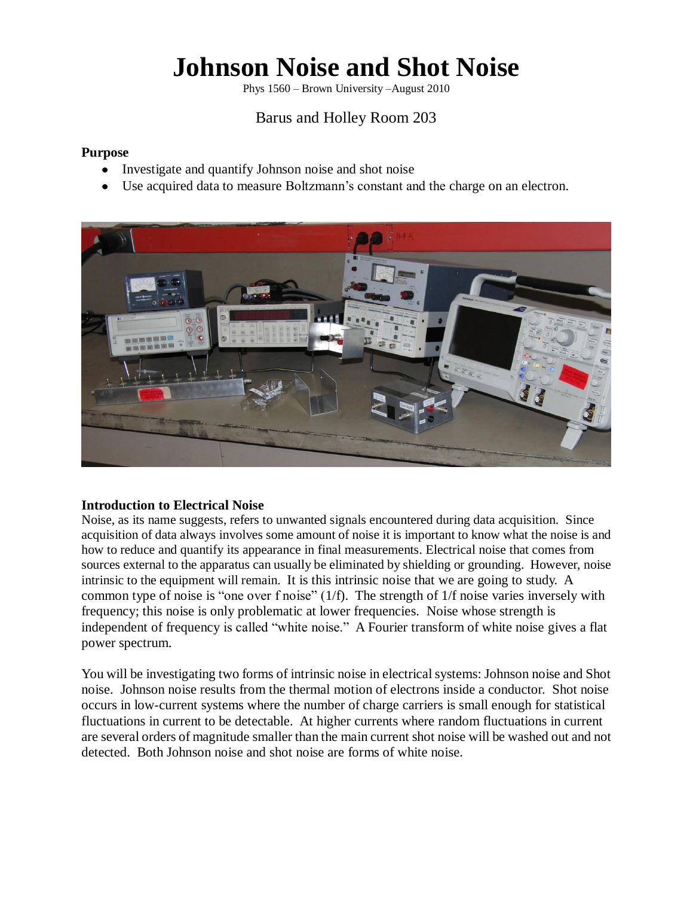# Johnson Noise and Shot Noise

Phys 1560 – Brown University –August 2010

Barus and Holley Room 203

**Purpose**

- Investigate and quantify Johnson noise and shot noise
- Use acquired data to measure Boltzmann's constant and the charge on an electron.

**Introduction to Electrical Noise**

Noise, as its name suggests, refers to unwanted signals encountered during data acquisition. Since acquisition of data always involves some amount of noise it is important to know what the noise is and how to reduce and quantify its appearance in final measurements. Electrical noise that comes from sources external to the apparatus can usually be eliminated by shielding or grounding. However, noise intrinsic to the equipment will remain. It is this intrinsic noise that we are going to study. A common type of noise is "one over f noise" (1/f). The strength of 1/f noise varies inversely with frequency; this noise is only problematic at lower frequencies. Noise whose strength is independent of frequency is called "white noise." A Fourier transform of white noise gives a flat power spectrum.

You will be investigating two forms of intrinsic noise in electrical systems: Johnson noise and Shot noise. Johnson noise results from the thermal motion of electrons inside a conductor. Shot noise occurs in low-current systems where the number of charge carriers is small enough for statistical fluctuations in current to be detectable. At higher currents where random fluctuations in current are several orders of magnitude smaller than the main current shot noise will be washed out and not detected. Both Johnson noise and shot noise are forms of white noise.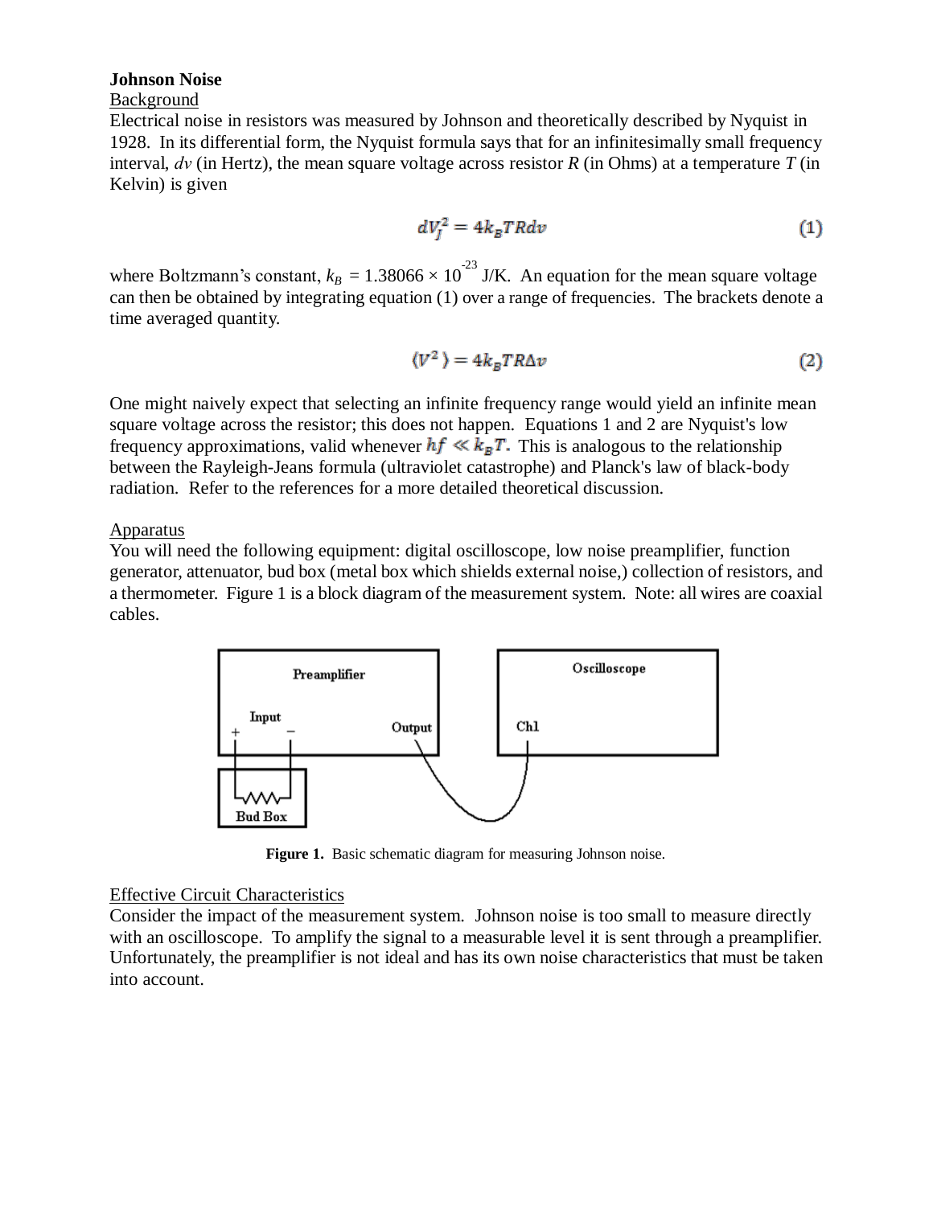**Johnson Noise**

Background

Electrical noise in resistors was measured by Johnson and theoretically described by Nyquist in 1928. In its differential form, the Nyquist formula says that for an infinitesimally small frequency interval, $dv$ (in Hertz), the mean square voltage across resistor $R$ (in Ohms) at a temperature $T$ (in Kelvin) is given

$$dV_J^2 = 4k_BTRdv \tag{1}$$

where Boltzmann's constant, $k_B = 1.38066 \times 10^{-23}$ J/K. An equation for the mean square voltage can then be obtained by integrating equation (1) over a range of frequencies. The brackets denote a time averaged quantity.

$$\langle V^2 \rangle = 4k_BTR\Delta v \tag{2}$$

One might naively expect that selecting an infinite frequency range would yield an infinite mean square voltage across the resistor; this does not happen. Equations 1 and 2 are Nyquist's low frequency approximations, valid whenever $hf \ll k_BT$. This is analogous to the relationship between the Rayleigh-Jeans formula (ultraviolet catastrophe) and Planck's law of black-body radiation. Refer to the references for a more detailed theoretical discussion.

Apparatus

You will need the following equipment: digital oscilloscope, low noise preamplifier, function generator, attenuator, bud box (metal box which shields external noise,) collection of resistors, and a thermometer. Figure 1 is a block diagram of the measurement system. Note: all wires are coaxial cables.

**Figure 1.** Basic schematic diagram for measuring Johnson noise.

Effective Circuit Characteristics

Consider the impact of the measurement system. Johnson noise is too small to measure directly with an oscilloscope. To amplify the signal to a measurable level it is sent through a preamplifier. Unfortunately, the preamplifier is not ideal and has its own noise characteristics that must be taken into account.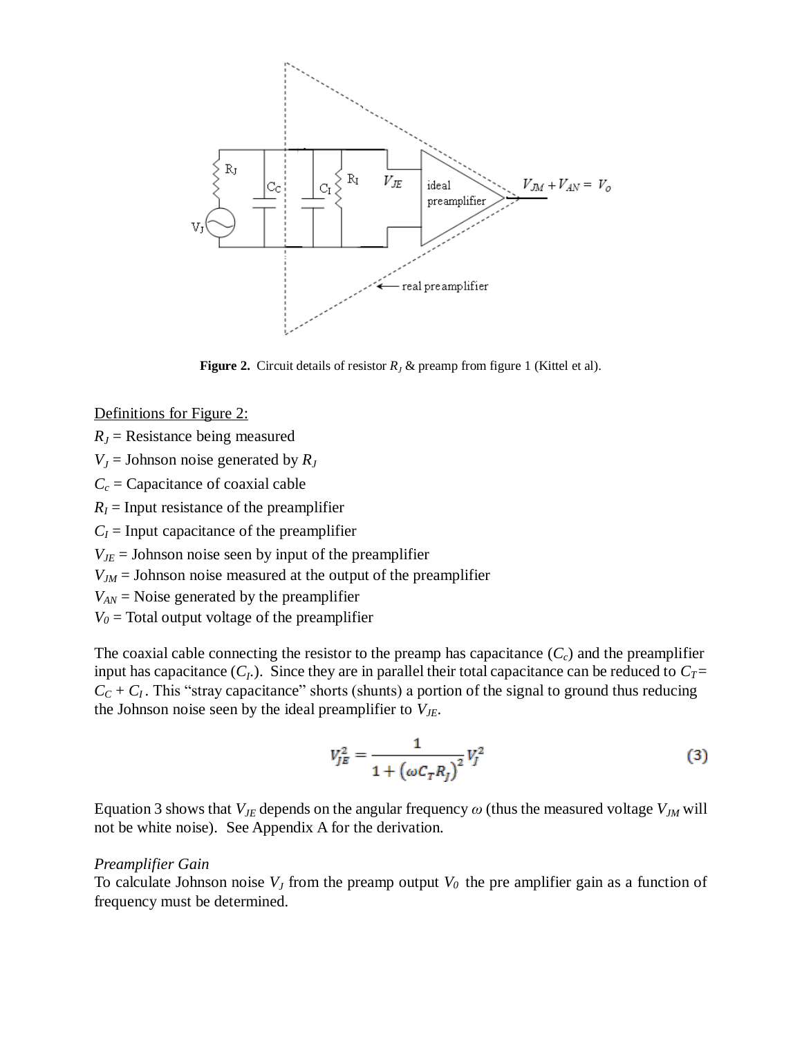**Figure 2.** Circuit details of resistor $R_J$ & preamp from figure 1 (Kittel et al).

Definitions for Figure 2:

$R_J$ = Resistance being measured

$V_J$ = Johnson noise generated by $R_J$

$C_c$ = Capacitance of coaxial cable

$R_I$ = Input resistance of the preamplifier

$C_I$ = Input capacitance of the preamplifier

$V_{JE}$ = Johnson noise seen by input of the preamplifier

$V_{JM}$ = Johnson noise measured at the output of the preamplifier

$V_{AN}$ = Noise generated by the preamplifier

$V_0$ = Total output voltage of the preamplifier

The coaxial cable connecting the resistor to the preamp has capacitance ($C_c$) and the preamplifier input has capacitance ($C_I$.). Since they are in parallel their total capacitance can be reduced to $C_T = C_C + C_I$. This "stray capacitance" shorts (shunts) a portion of the signal to ground thus reducing the Johnson noise seen by the ideal preamplifier to $V_{JE}$.

$$V_{JE}^2 = \frac{1}{1 + \left(\omega C_T R_J\right)^2} V_J^2 \tag{3}$$

Equation 3 shows that $V_{JE}$ depends on the angular frequency $\omega$ (thus the measured voltage $V_{JM}$ will not be white noise). See Appendix A for the derivation.

*Preamplifier Gain*

To calculate Johnson noise $V_J$ from the preamp output $V_0$ the pre amplifier gain as a function of frequency must be determined.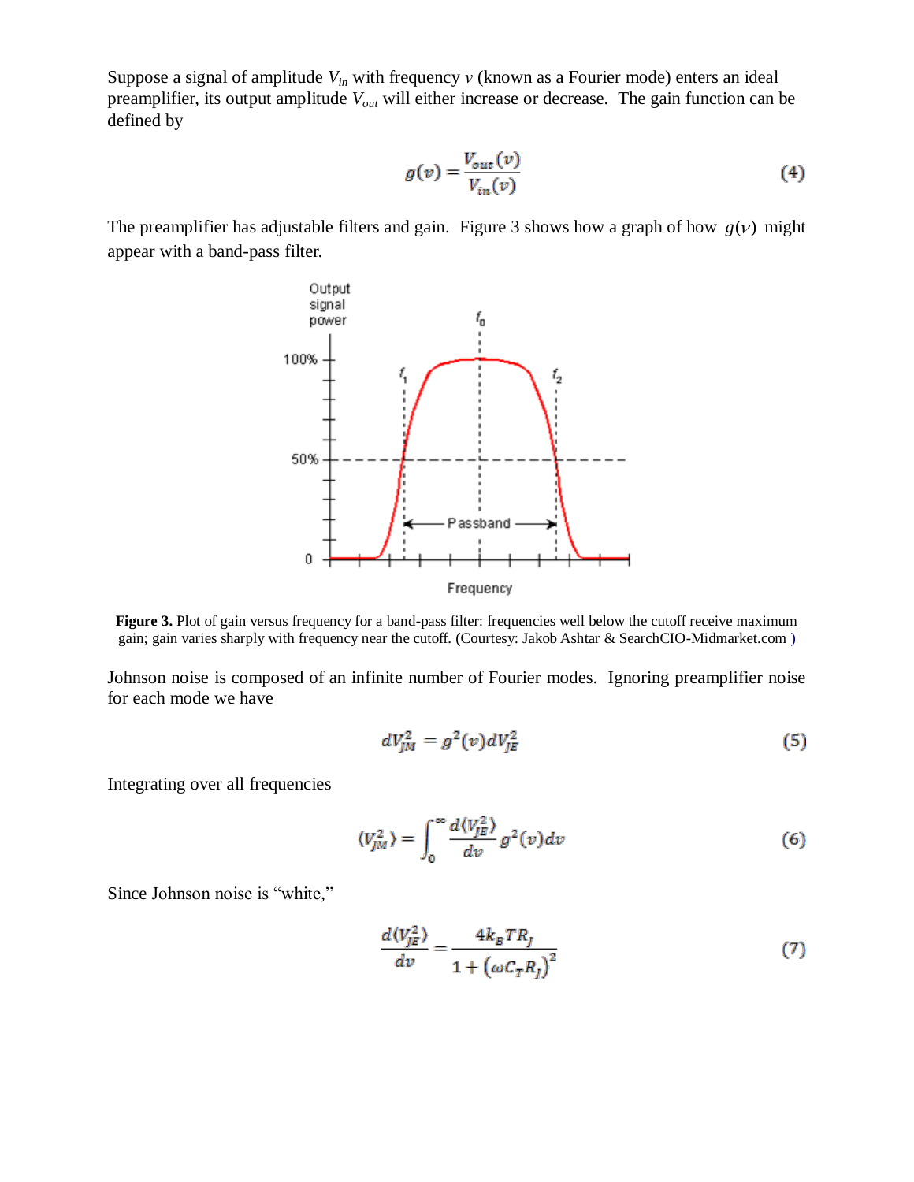Suppose a signal of amplitude $V_{in}$ with frequency $\nu$ (known as a Fourier mode) enters an ideal preamplifier, its output amplitude $V_{out}$ will either increase or decrease. The gain function can be defined by

$$g(v) = \frac{V_{out}(v)}{V_{in}(v)} \tag{4}$$

The preamplifier has adjustable filters and gain. Figure 3 shows how a graph of how $g(\nu)$ might appear with a band-pass filter.

**Figure 3.** Plot of gain versus frequency for a band-pass filter: frequencies well below the cutoff receive maximum gain; gain varies sharply with frequency near the cutoff. (Courtesy: Jakob Ashtar & SearchCIO-Midmarket.com )

Johnson noise is composed of an infinite number of Fourier modes. Ignoring preamplifier noise for each mode we have

$$dV_{JM}^2 = g^2(v)dV_{JE}^2 \tag{5}$$

Integrating over all frequencies

$$\langle V_{JM}^2 \rangle = \int_0^\infty \frac{d\langle V_{JE}^2 \rangle}{dv} g^2(v)dv \tag{6}$$

Since Johnson noise is "white,"

$$\frac{d\langle V_{JE}^2 \rangle}{dv} = \frac{4k_B T R_J}{1 + \left(\omega C_T R_J\right)^2} \tag{7}$$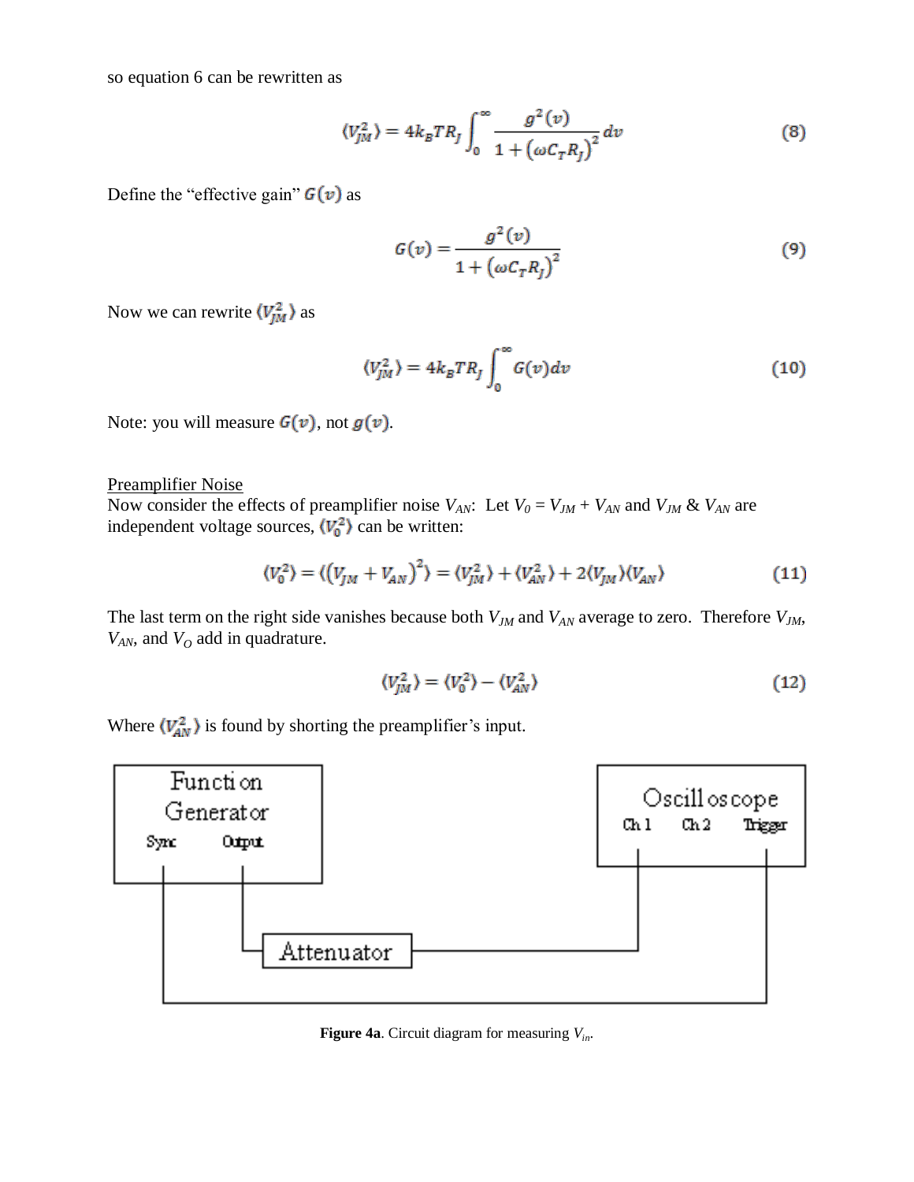so equation 6 can be rewritten as

$$\langle V_{JM}^2 \rangle = 4k_B T R_J \int_0^\infty \frac{g^2(v)}{1 + (\omega C_T R_J)^2} dv \tag{8}$$

Define the "effective gain" $G(v)$ as

$$G(v) = \frac{g^2(v)}{1 + (\omega C_T R_J)^2} \tag{9}$$

Now we can rewrite $\langle V_{JM}^2 \rangle$ as

$$\langle V_{JM}^2 \rangle = 4k_B T R_J \int_0^\infty G(v) dv \tag{10}$$

Note: you will measure $G(v)$, not $g(v)$.

<u>Preamplifier Noise</u>

Now consider the effects of preamplifier noise $V_{AN}$: Let $V_0 = V_{JM} + V_{AN}$ and $V_{JM}$ & $V_{AN}$ are independent voltage sources, $\langle V_0^2 \rangle$ can be written:

$$\langle V_0^2 \rangle = \langle (V_{JM} + V_{AN})^2 \rangle = \langle V_{JM}^2 \rangle + \langle V_{AN}^2 \rangle + 2\langle V_{JM} \rangle \langle V_{AN} \rangle \tag{11}$$

The last term on the right side vanishes because both $V_{JM}$ and $V_{AN}$ average to zero. Therefore $V_{JM}$, $V_{AN}$, and $V_O$ add in quadrature.

$$\langle V_{JM}^2 \rangle = \langle V_0^2 \rangle - \langle V_{AN}^2 \rangle \tag{12}$$

Where $\langle V_{AN}^2 \rangle$ is found by shorting the preamplifier's input.

Function Generator: Sync, Output — Attenuator — Oscilloscope: Ch 1, Ch 2, Trigger

**Figure 4a**. Circuit diagram for measuring $V_{in}$.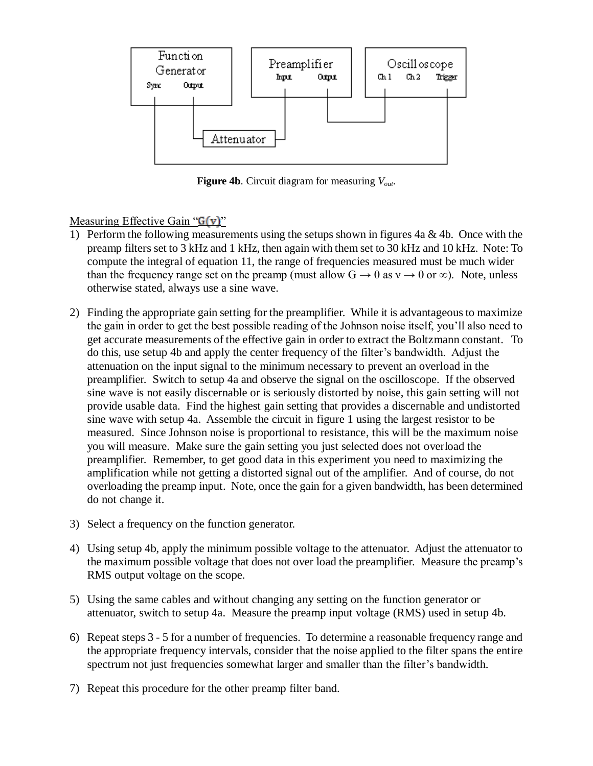**Figure 4b**. Circuit diagram for measuring $V_{out}$.

<u>Measuring Effective Gain "$G(\nu)$"</u>

1) Perform the following measurements using the setups shown in figures 4a & 4b. Once with the preamp filters set to 3 kHz and 1 kHz, then again with them set to 30 kHz and 10 kHz. Note: To compute the integral of equation 11, the range of frequencies measured must be much wider than the frequency range set on the preamp (must allow $G \rightarrow 0$ as $\nu \rightarrow 0$ or $\infty$). Note, unless otherwise stated, always use a sine wave.

2) Finding the appropriate gain setting for the preamplifier. While it is advantageous to maximize the gain in order to get the best possible reading of the Johnson noise itself, you'll also need to get accurate measurements of the effective gain in order to extract the Boltzmann constant. To do this, use setup 4b and apply the center frequency of the filter's bandwidth. Adjust the attenuation on the input signal to the minimum necessary to prevent an overload in the preamplifier. Switch to setup 4a and observe the signal on the oscilloscope. If the observed sine wave is not easily discernable or is seriously distorted by noise, this gain setting will not provide usable data. Find the highest gain setting that provides a discernable and undistorted sine wave with setup 4a. Assemble the circuit in figure 1 using the largest resistor to be measured. Since Johnson noise is proportional to resistance, this will be the maximum noise you will measure. Make sure the gain setting you just selected does not overload the preamplifier. Remember, to get good data in this experiment you need to maximizing the amplification while not getting a distorted signal out of the amplifier. And of course, do not overloading the preamp input. Note, once the gain for a given bandwidth, has been determined do not change it.

3) Select a frequency on the function generator.

4) Using setup 4b, apply the minimum possible voltage to the attenuator. Adjust the attenuator to the maximum possible voltage that does not over load the preamplifier. Measure the preamp's RMS output voltage on the scope.

5) Using the same cables and without changing any setting on the function generator or attenuator, switch to setup 4a. Measure the preamp input voltage (RMS) used in setup 4b.

6) Repeat steps 3 - 5 for a number of frequencies. To determine a reasonable frequency range and the appropriate frequency intervals, consider that the noise applied to the filter spans the entire spectrum not just frequencies somewhat larger and smaller than the filter's bandwidth.

7) Repeat this procedure for the other preamp filter band.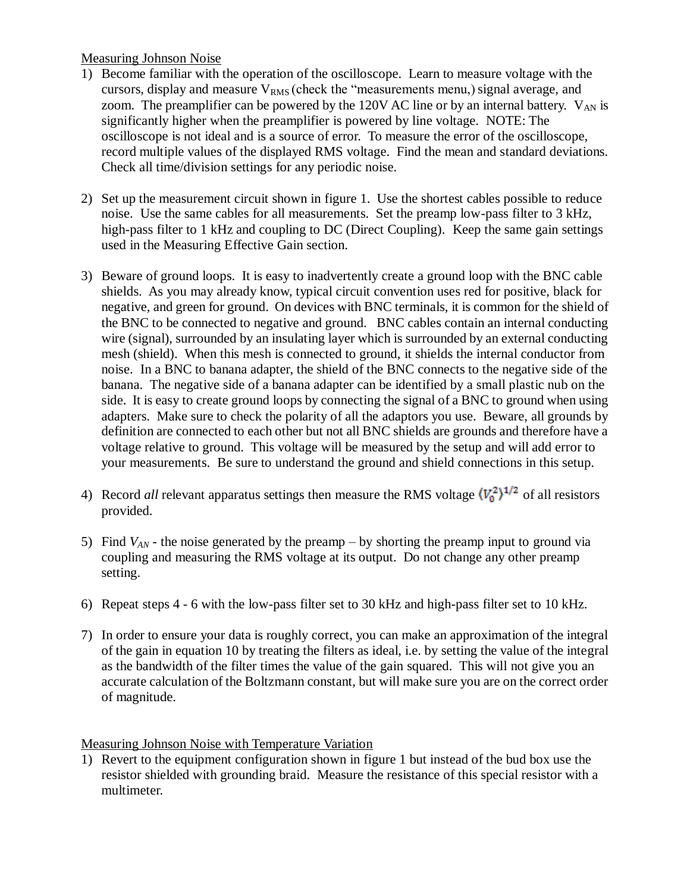## Measuring Johnson Noise

1) Become familiar with the operation of the oscilloscope. Learn to measure voltage with the cursors, display and measure $V_{RMS}$ (check the "measurements menu,) signal average, and zoom. The preamplifier can be powered by the 120V AC line or by an internal battery. $V_{AN}$ is significantly higher when the preamplifier is powered by line voltage. NOTE: The oscilloscope is not ideal and is a source of error. To measure the error of the oscilloscope, record multiple values of the displayed RMS voltage. Find the mean and standard deviations. Check all time/division settings for any periodic noise.

2) Set up the measurement circuit shown in figure 1. Use the shortest cables possible to reduce noise. Use the same cables for all measurements. Set the preamp low-pass filter to 3 kHz, high-pass filter to 1 kHz and coupling to DC (Direct Coupling). Keep the same gain settings used in the Measuring Effective Gain section.

3) Beware of ground loops. It is easy to inadvertently create a ground loop with the BNC cable shields. As you may already know, typical circuit convention uses red for positive, black for negative, and green for ground. On devices with BNC terminals, it is common for the shield of the BNC to be connected to negative and ground. BNC cables contain an internal conducting wire (signal), surrounded by an insulating layer which is surrounded by an external conducting mesh (shield). When this mesh is connected to ground, it shields the internal conductor from noise. In a BNC to banana adapter, the shield of the BNC connects to the negative side of the banana. The negative side of a banana adapter can be identified by a small plastic nub on the side. It is easy to create ground loops by connecting the signal of a BNC to ground when using adapters. Make sure to check the polarity of all the adaptors you use. Beware, all grounds by definition are connected to each other but not all BNC shields are grounds and therefore have a voltage relative to ground. This voltage will be measured by the setup and will add error to your measurements. Be sure to understand the ground and shield connections in this setup.

4) Record *all* relevant apparatus settings then measure the RMS voltage $\langle V_0^2 \rangle^{1/2}$ of all resistors provided.

5) Find $V_{AN}$ - the noise generated by the preamp – by shorting the preamp input to ground via coupling and measuring the RMS voltage at its output. Do not change any other preamp setting.

6) Repeat steps 4 - 6 with the low-pass filter set to 30 kHz and high-pass filter set to 10 kHz.

7) In order to ensure your data is roughly correct, you can make an approximation of the integral of the gain in equation 10 by treating the filters as ideal, i.e. by setting the value of the integral as the bandwidth of the filter times the value of the gain squared. This will not give you an accurate calculation of the Boltzmann constant, but will make sure you are on the correct order of magnitude.

## Measuring Johnson Noise with Temperature Variation

1) Revert to the equipment configuration shown in figure 1 but instead of the bud box use the resistor shielded with grounding braid. Measure the resistance of this special resistor with a multimeter.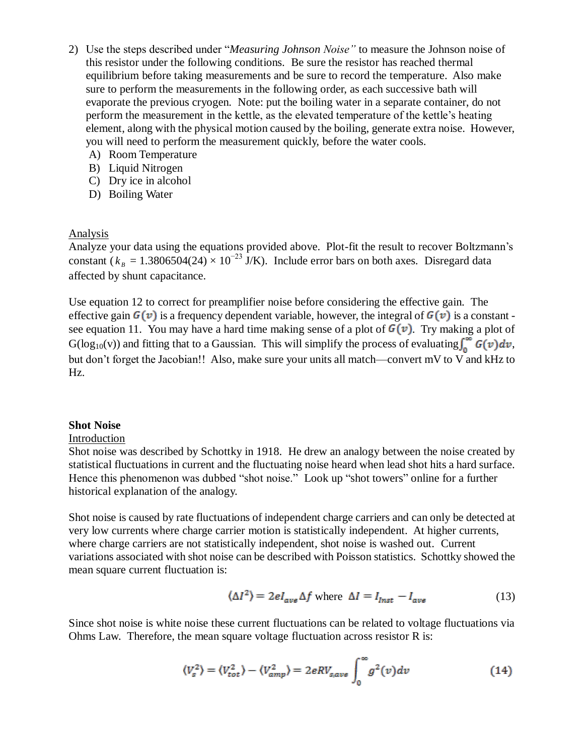2) Use the steps described under "*Measuring Johnson Noise*" to measure the Johnson noise of this resistor under the following conditions. Be sure the resistor has reached thermal equilibrium before taking measurements and be sure to record the temperature. Also make sure to perform the measurements in the following order, as each successive bath will evaporate the previous cryogen. Note: put the boiling water in a separate container, do not perform the measurement in the kettle, as the elevated temperature of the kettle's heating element, along with the physical motion caused by the boiling, generate extra noise. However, you will need to perform the measurement quickly, before the water cools.
   A) Room Temperature
   B) Liquid Nitrogen
   C) Dry ice in alcohol
   D) Boiling Water

Analysis

Analyze your data using the equations provided above. Plot-fit the result to recover Boltzmann's constant ($k_B$ = 1.3806504(24) × $10^{-23}$ J/K). Include error bars on both axes. Disregard data affected by shunt capacitance.

Use equation 12 to correct for preamplifier noise before considering the effective gain. The effective gain $G(v)$ is a frequency dependent variable, however, the integral of $G(v)$ is a constant - see equation 11. You may have a hard time making sense of a plot of $G(v)$. Try making a plot of $G(\log_{10}(v))$ and fitting that to a Gaussian. This will simplify the process of evaluating $\int_0^{\infty} G(v)dv$, but don't forget the Jacobian!! Also, make sure your units all match—convert mV to V and kHz to Hz.

**Shot Noise**

Introduction

Shot noise was described by Schottky in 1918. He drew an analogy between the noise created by statistical fluctuations in current and the fluctuating noise heard when lead shot hits a hard surface. Hence this phenomenon was dubbed "shot noise." Look up "shot towers" online for a further historical explanation of the analogy.

Shot noise is caused by rate fluctuations of independent charge carriers and can only be detected at very low currents where charge carrier motion is statistically independent. At higher currents, where charge carriers are not statistically independent, shot noise is washed out. Current variations associated with shot noise can be described with Poisson statistics. Schottky showed the mean square current fluctuation is:

$$\langle \Delta I^2 \rangle = 2eI_{ave}\Delta f \text{ where } \Delta I = I_{Inst} - I_{ave} \tag{13}$$

Since shot noise is white noise these current fluctuations can be related to voltage fluctuations via Ohms Law. Therefore, the mean square voltage fluctuation across resistor R is:

$$\langle V_s^2 \rangle = \langle V_{tot}^2 \rangle - \langle V_{amp}^2 \rangle = 2eRV_{s,ave}\int_0^{\infty} g^2(v)dv \tag{14}$$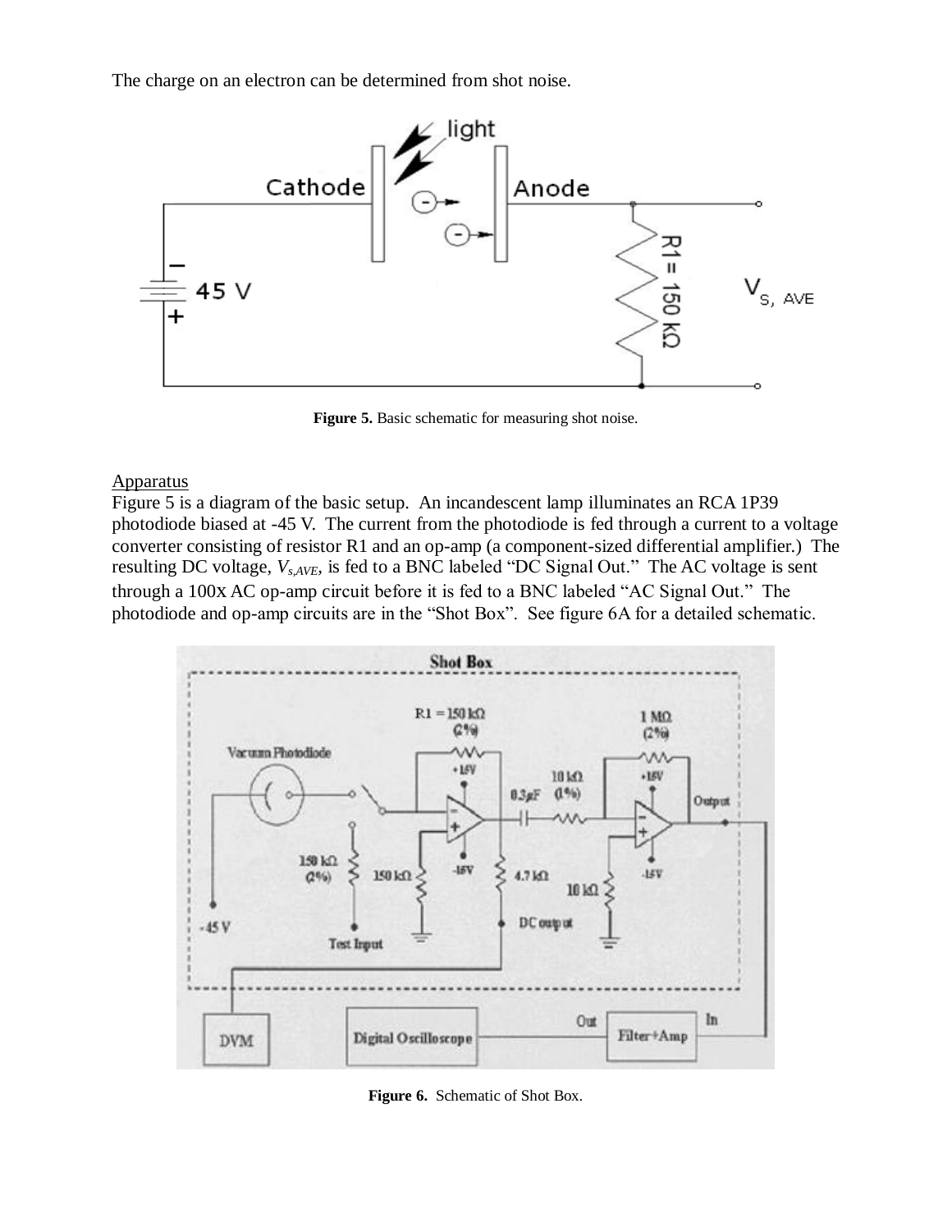The charge on an electron can be determined from shot noise.

**Figure 5.** Basic schematic for measuring shot noise.

Apparatus

Figure 5 is a diagram of the basic setup. An incandescent lamp illuminates an RCA 1P39 photodiode biased at -45 V. The current from the photodiode is fed through a current to a voltage converter consisting of resistor R1 and an op-amp (a component-sized differential amplifier.) The resulting DC voltage, $V_{s,AVE}$, is fed to a BNC labeled "DC Signal Out." The AC voltage is sent through a 100x AC op-amp circuit before it is fed to a BNC labeled "AC Signal Out." The photodiode and op-amp circuits are in the "Shot Box". See figure 6A for a detailed schematic.

**Figure 6.** Schematic of Shot Box.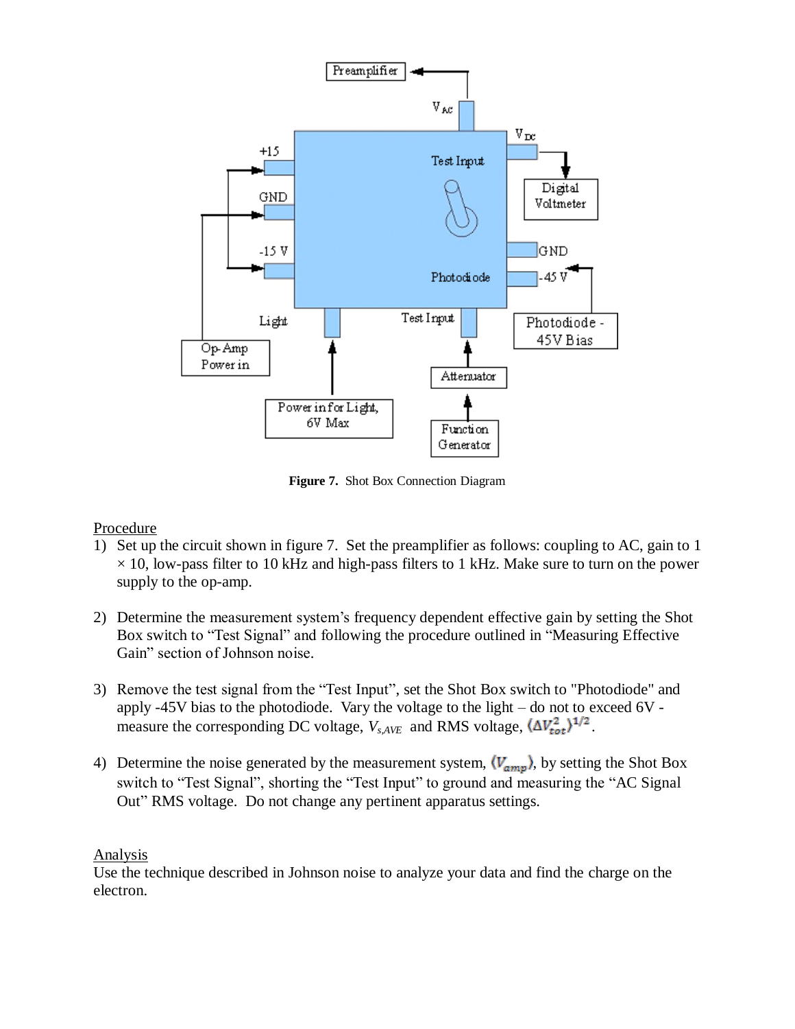**Figure 7.** Shot Box Connection Diagram

## Procedure

1) Set up the circuit shown in figure 7. Set the preamplifier as follows: coupling to AC, gain to 1 × 10, low-pass filter to 10 kHz and high-pass filters to 1 kHz. Make sure to turn on the power supply to the op-amp.

2) Determine the measurement system's frequency dependent effective gain by setting the Shot Box switch to "Test Signal" and following the procedure outlined in "Measuring Effective Gain" section of Johnson noise.

3) Remove the test signal from the "Test Input", set the Shot Box switch to "Photodiode" and apply -45V bias to the photodiode. Vary the voltage to the light – do not to exceed 6V - measure the corresponding DC voltage, $V_{s,AVE}$ and RMS voltage, $\langle \Delta V_{tot}^2 \rangle^{1/2}$.

4) Determine the noise generated by the measurement system, $\langle V_{amp} \rangle$, by setting the Shot Box switch to "Test Signal", shorting the "Test Input" to ground and measuring the "AC Signal Out" RMS voltage. Do not change any pertinent apparatus settings.

## Analysis

Use the technique described in Johnson noise to analyze your data and find the charge on the electron.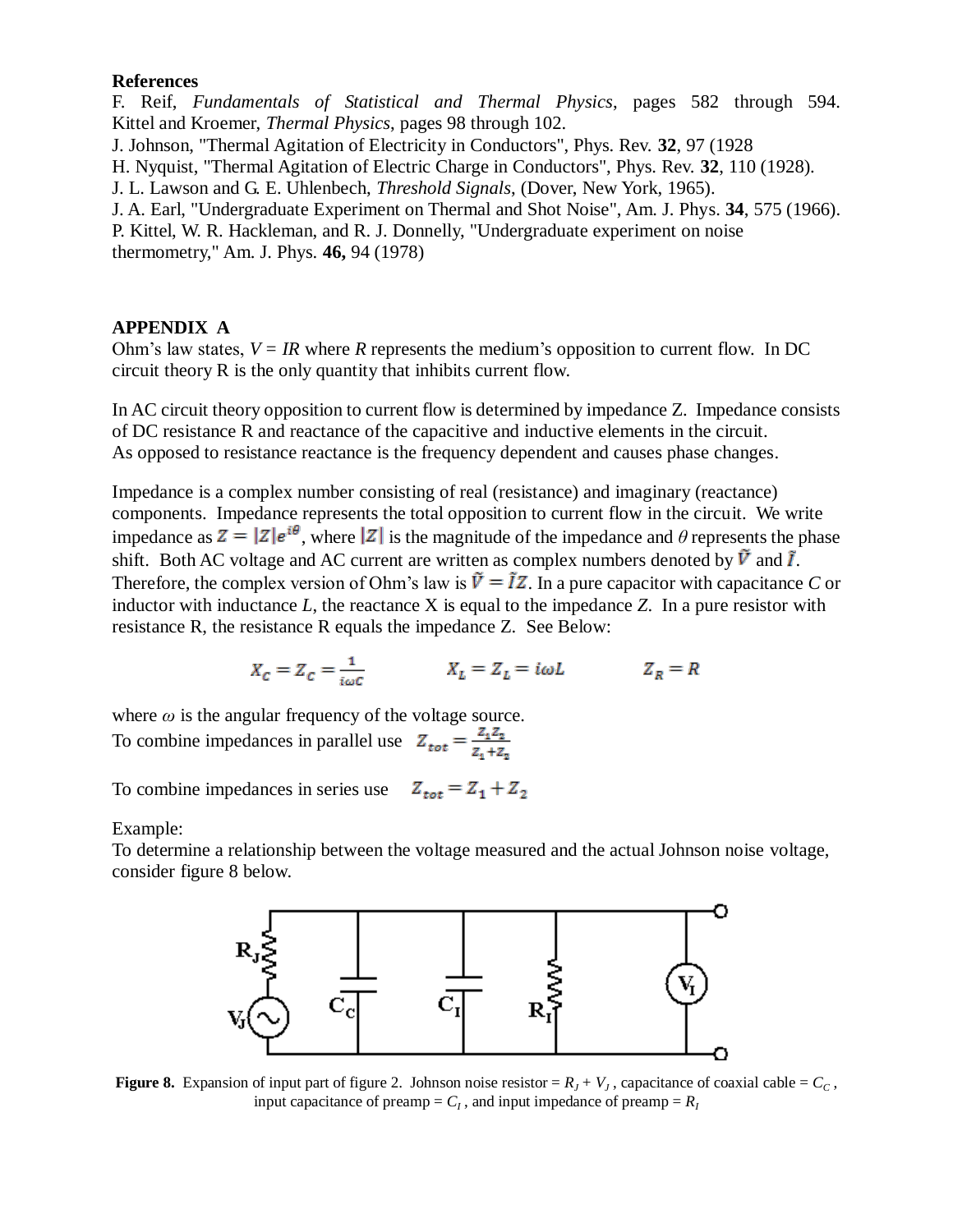**References**

F. Reif, *Fundamentals of Statistical and Thermal Physics*, pages 582 through 594. Kittel and Kroemer, *Thermal Physics*, pages 98 through 102.
J. Johnson, "Thermal Agitation of Electricity in Conductors", Phys. Rev. **32**, 97 (1928
H. Nyquist, "Thermal Agitation of Electric Charge in Conductors", Phys. Rev. **32**, 110 (1928).
J. L. Lawson and G. E. Uhlenbech, *Threshold Signals*, (Dover, New York, 1965).
J. A. Earl, "Undergraduate Experiment on Thermal and Shot Noise", Am. J. Phys. **34**, 575 (1966).
P. Kittel, W. R. Hackleman, and R. J. Donnelly, "Undergraduate experiment on noise thermometry," Am. J. Phys. **46,** 94 (1978)

## APPENDIX A

Ohm's law states, $V = IR$ where $R$ represents the medium's opposition to current flow. In DC circuit theory R is the only quantity that inhibits current flow.

In AC circuit theory opposition to current flow is determined by impedance Z. Impedance consists of DC resistance R and reactance of the capacitive and inductive elements in the circuit. As opposed to resistance reactance is the frequency dependent and causes phase changes.

Impedance is a complex number consisting of real (resistance) and imaginary (reactance) components. Impedance represents the total opposition to current flow in the circuit. We write impedance as $Z = |Z|e^{i\theta}$, where $|Z|$ is the magnitude of the impedance and $\theta$ represents the phase shift. Both AC voltage and AC current are written as complex numbers denoted by $\tilde{V}$ and $\tilde{I}$. Therefore, the complex version of Ohm's law is $\tilde{V} = \tilde{I}Z$. In a pure capacitor with capacitance $C$ or inductor with inductance $L$, the reactance X is equal to the impedance $Z$. In a pure resistor with resistance R, the resistance R equals the impedance Z. See Below:

$$X_C = Z_C = \frac{1}{i\omega C} \qquad X_L = Z_L = i\omega L \qquad Z_R = R$$

where $\omega$ is the angular frequency of the voltage source.
To combine impedances in parallel use $Z_{tot} = \frac{Z_1 Z_2}{Z_1 + Z_2}$

To combine impedances in series use $Z_{tot} = Z_1 + Z_2$

Example:
To determine a relationship between the voltage measured and the actual Johnson noise voltage, consider figure 8 below.

**Figure 8.** Expansion of input part of figure 2. Johnson noise resistor = $R_J + V_J$, capacitance of coaxial cable = $C_C$, input capacitance of preamp = $C_I$, and input impedance of preamp = $R_I$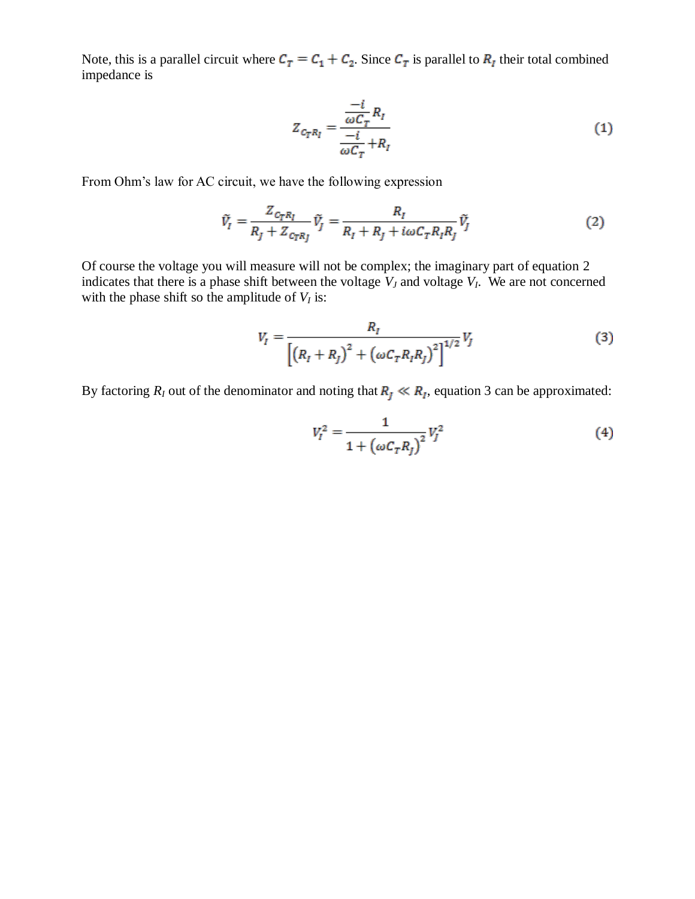Note, this is a parallel circuit where $C_T = C_1 + C_2$. Since $C_T$ is parallel to $R_I$ their total combined impedance is

$$Z_{C_T R_I} = \frac{\frac{-i}{\omega C_T} R_I}{\frac{-i}{\omega C_T} + R_I} \tag{1}$$

From Ohm's law for AC circuit, we have the following expression

$$\tilde{V}_I = \frac{Z_{C_T R_I}}{R_J + Z_{C_T R_J}} \tilde{V}_J = \frac{R_I}{R_I + R_J + i\omega C_T R_I R_J} \tilde{V}_J \tag{2}$$

Of course the voltage you will measure will not be complex; the imaginary part of equation 2 indicates that there is a phase shift between the voltage $V_J$ and voltage $V_I$. We are not concerned with the phase shift so the amplitude of $V_I$ is:

$$V_I = \frac{R_I}{\left[ \left( R_I + R_J \right)^2 + \left( \omega C_T R_I R_J \right)^2 \right]^{1/2}} V_J \tag{3}$$

By factoring $R_I$ out of the denominator and noting that $R_J \ll R_I$, equation 3 can be approximated:

$$V_I^2 = \frac{1}{1 + \left( \omega C_T R_J \right)^2} V_J^2 \tag{4}$$